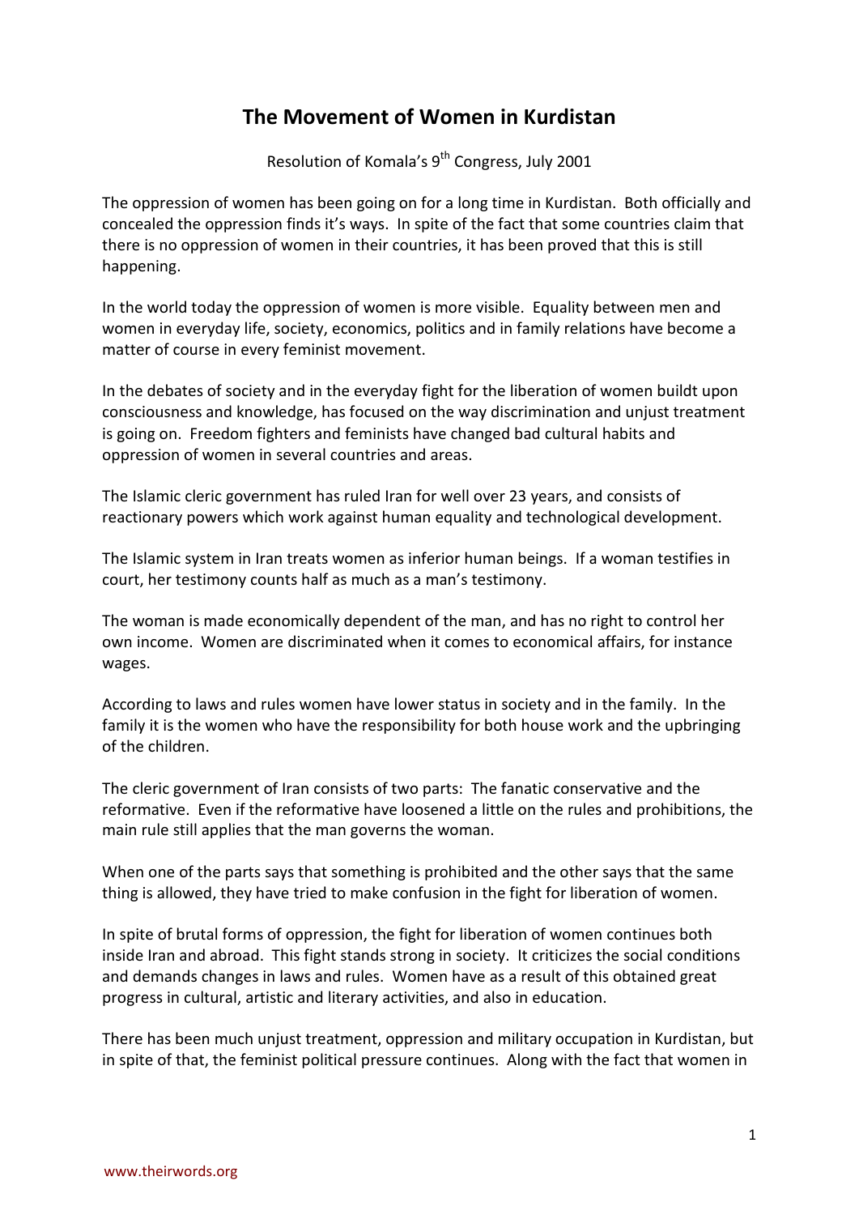# The Movement of Women in Kurdistan

Resolution of Komala's 9th Congress, July 2001

The oppression of women has been going on for a long time in Kurdistan. Both officially and concealed the oppression finds it's ways. In spite of the fact that some countries claim that there is no oppression of women in their countries, it has been proved that this is still happening.

In the world today the oppression of women is more visible. Equality between men and women in everyday life, society, economics, politics and in family relations have become a matter of course in every feminist movement.

In the debates of society and in the everyday fight for the liberation of women buildt upon consciousness and knowledge, has focused on the way discrimination and unjust treatment is going on. Freedom fighters and feminists have changed bad cultural habits and oppression of women in several countries and areas.

The Islamic cleric government has ruled Iran for well over 23 years, and consists of reactionary powers which work against human equality and technological development.

The Islamic system in Iran treats women as inferior human beings. If a woman testifies in court, her testimony counts half as much as a man's testimony.

The woman is made economically dependent of the man, and has no right to control her own income. Women are discriminated when it comes to economical affairs, for instance wages.

According to laws and rules women have lower status in society and in the family. In the family it is the women who have the responsibility for both house work and the upbringing of the children.

The cleric government of Iran consists of two parts: The fanatic conservative and the reformative. Even if the reformative have loosened a little on the rules and prohibitions, the main rule still applies that the man governs the woman.

When one of the parts says that something is prohibited and the other says that the same thing is allowed, they have tried to make confusion in the fight for liberation of women.

In spite of brutal forms of oppression, the fight for liberation of women continues both inside Iran and abroad. This fight stands strong in society. It criticizes the social conditions and demands changes in laws and rules. Women have as a result of this obtained great progress in cultural, artistic and literary activities, and also in education.

There has been much unjust treatment, oppression and military occupation in Kurdistan, but in spite of that, the feminist political pressure continues. Along with the fact that women in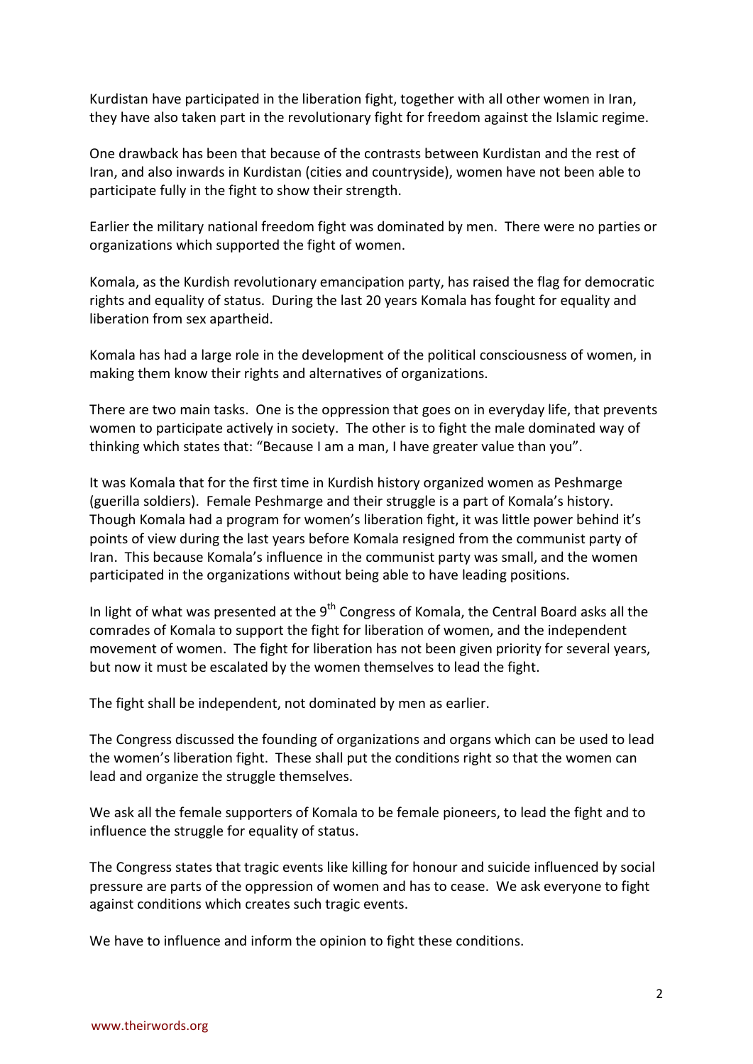Kurdistan have participated in the liberation fight, together with all other women in Iran, they have also taken part in the revolutionary fight for freedom against the Islamic regime.

One drawback has been that because of the contrasts between Kurdistan and the rest of Iran, and also inwards in Kurdistan (cities and countryside), women have not been able to participate fully in the fight to show their strength.

Earlier the military national freedom fight was dominated by men. There were no parties or organizations which supported the fight of women.

Komala, as the Kurdish revolutionary emancipation party, has raised the flag for democratic rights and equality of status. During the last 20 years Komala has fought for equality and liberation from sex apartheid.

Komala has had a large role in the development of the political consciousness of women, in making them know their rights and alternatives of organizations.

There are two main tasks. One is the oppression that goes on in everyday life, that prevents women to participate actively in society. The other is to fight the male dominated way of thinking which states that: "Because I am a man, I have greater value than you".

It was Komala that for the first time in Kurdish history organized women as Peshmarge (guerilla soldiers). Female Peshmarge and their struggle is a part of Komala's history. Though Komala had a program for women's liberation fight, it was little power behind it's points of view during the last years before Komala resigned from the communist party of Iran. This because Komala's influence in the communist party was small, and the women participated in the organizations without being able to have leading positions.

In light of what was presented at the 9th Congress of Komala, the Central Board asks all the comrades of Komala to support the fight for liberation of women, and the independent movement of women. The fight for liberation has not been given priority for several years, but now it must be escalated by the women themselves to lead the fight.

The fight shall be independent, not dominated by men as earlier.

The Congress discussed the founding of organizations and organs which can be used to lead the women's liberation fight. These shall put the conditions right so that the women can lead and organize the struggle themselves.

We ask all the female supporters of Komala to be female pioneers, to lead the fight and to influence the struggle for equality of status.

The Congress states that tragic events like killing for honour and suicide influenced by social pressure are parts of the oppression of women and has to cease. We ask everyone to fight against conditions which creates such tragic events.

We have to influence and inform the opinion to fight these conditions.

www.theirwords.org